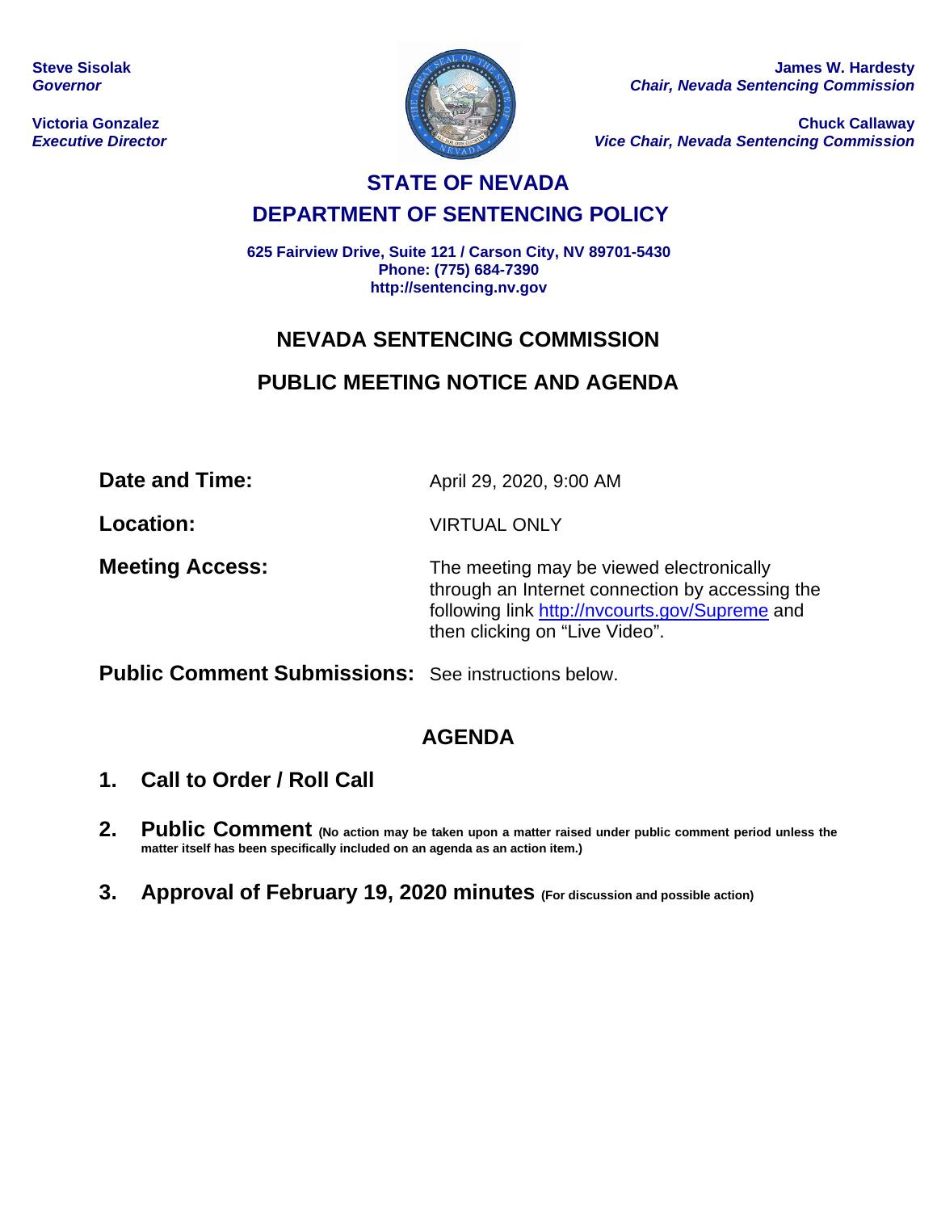**Steve Sisolak**
*Governor*

**Victoria Gonzalez**
*Executive Director*

**James W. Hardesty**
*Chair, Nevada Sentencing Commission*

**Chuck Callaway**
*Vice Chair, Nevada Sentencing Commission*

# STATE OF NEVADA

## DEPARTMENT OF SENTENCING POLICY

**625 Fairview Drive, Suite 121 / Carson City, NV 89701-5430**
**Phone: (775) 684-7390**
**http://sentencing.nv.gov**

## NEVADA SENTENCING COMMISSION

## PUBLIC MEETING NOTICE AND AGENDA

**Date and Time:** April 29, 2020, 9:00 AM

**Location:** VIRTUAL ONLY

**Meeting Access:** The meeting may be viewed electronically through an Internet connection by accessing the following link http://nvcourts.gov/Supreme and then clicking on "Live Video".

**Public Comment Submissions:** See instructions below.

## AGENDA

1. **Call to Order / Roll Call**

2. **Public Comment** **(No action may be taken upon a matter raised under public comment period unless the matter itself has been specifically included on an agenda as an action item.)**

3. **Approval of February 19, 2020 minutes** **(For discussion and possible action)**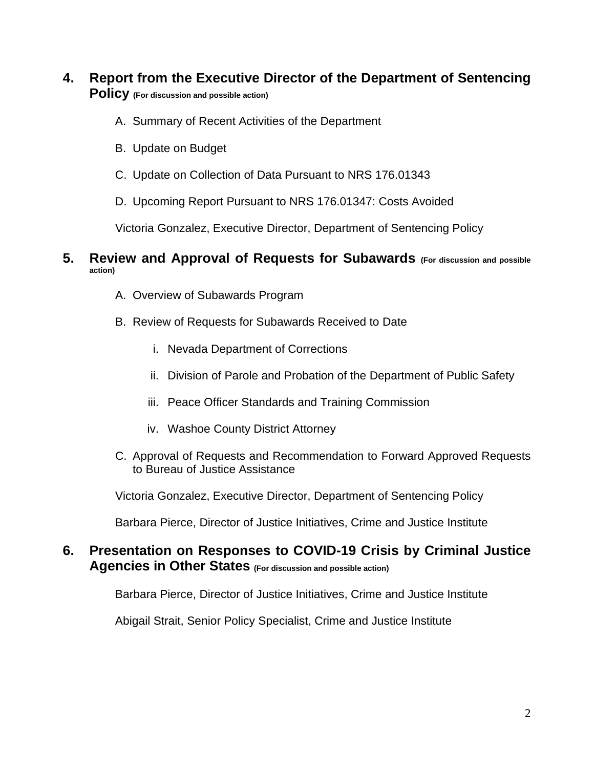**4. Report from the Executive Director of the Department of Sentencing Policy** (For discussion and possible action)

A. Summary of Recent Activities of the Department

B. Update on Budget

C. Update on Collection of Data Pursuant to NRS 176.01343

D. Upcoming Report Pursuant to NRS 176.01347: Costs Avoided

Victoria Gonzalez, Executive Director, Department of Sentencing Policy

**5. Review and Approval of Requests for Subawards** (For discussion and possible action)

A. Overview of Subawards Program

B. Review of Requests for Subawards Received to Date

i. Nevada Department of Corrections

ii. Division of Parole and Probation of the Department of Public Safety

iii. Peace Officer Standards and Training Commission

iv. Washoe County District Attorney

C. Approval of Requests and Recommendation to Forward Approved Requests to Bureau of Justice Assistance

Victoria Gonzalez, Executive Director, Department of Sentencing Policy

Barbara Pierce, Director of Justice Initiatives, Crime and Justice Institute

**6. Presentation on Responses to COVID-19 Crisis by Criminal Justice Agencies in Other States** (For discussion and possible action)

Barbara Pierce, Director of Justice Initiatives, Crime and Justice Institute

Abigail Strait, Senior Policy Specialist, Crime and Justice Institute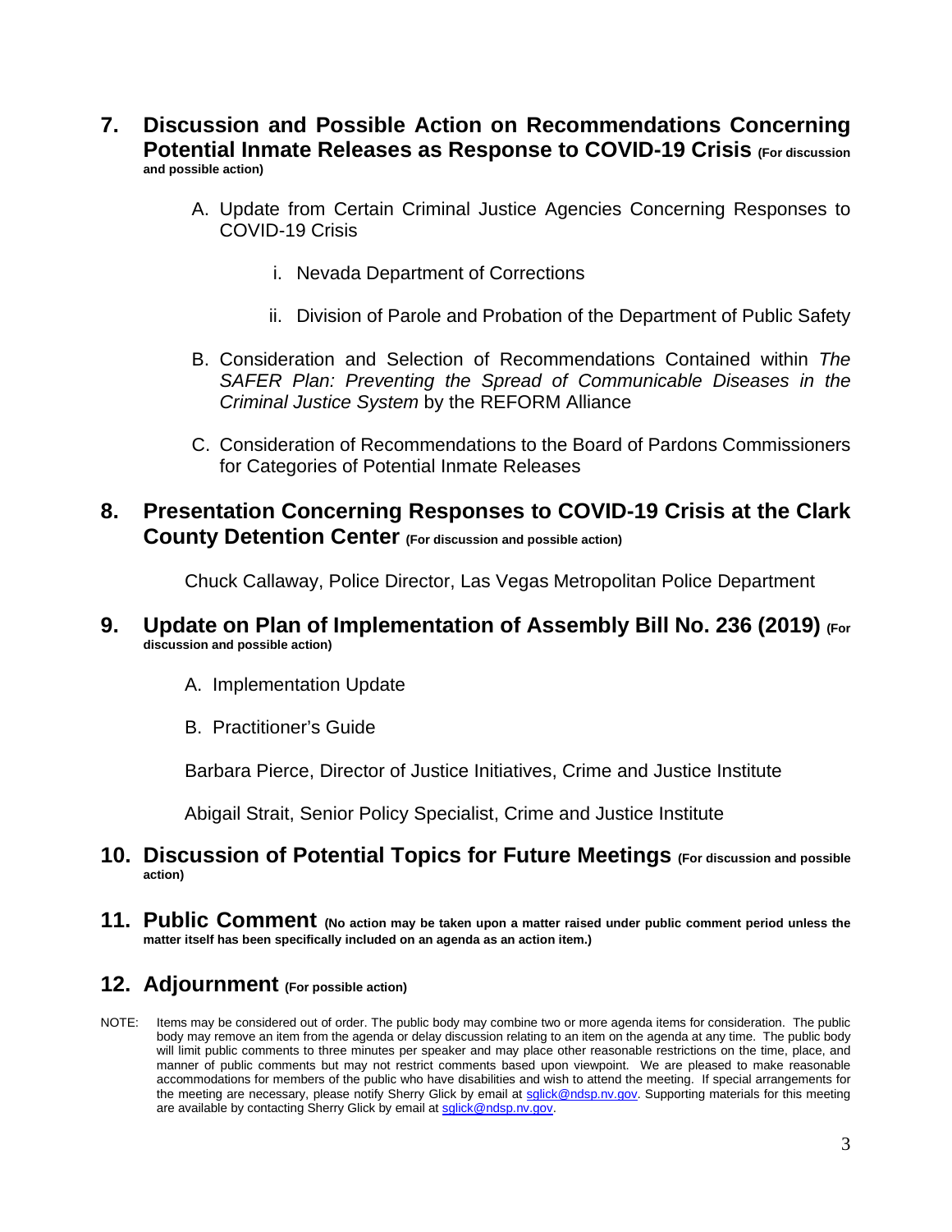## 7. Discussion and Possible Action on Recommendations Concerning Potential Inmate Releases as Response to COVID-19 Crisis **(For discussion and possible action)**

A. Update from Certain Criminal Justice Agencies Concerning Responses to COVID-19 Crisis

   i. Nevada Department of Corrections

   ii. Division of Parole and Probation of the Department of Public Safety

B. Consideration and Selection of Recommendations Contained within *The SAFER Plan: Preventing the Spread of Communicable Diseases in the Criminal Justice System* by the REFORM Alliance

C. Consideration of Recommendations to the Board of Pardons Commissioners for Categories of Potential Inmate Releases

## 8. Presentation Concerning Responses to COVID-19 Crisis at the Clark County Detention Center **(For discussion and possible action)**

Chuck Callaway, Police Director, Las Vegas Metropolitan Police Department

## 9. Update on Plan of Implementation of Assembly Bill No. 236 (2019) **(For discussion and possible action)**

A. Implementation Update

B. Practitioner's Guide

Barbara Pierce, Director of Justice Initiatives, Crime and Justice Institute

Abigail Strait, Senior Policy Specialist, Crime and Justice Institute

## 10. Discussion of Potential Topics for Future Meetings **(For discussion and possible action)**

## 11. Public Comment **(No action may be taken upon a matter raised under public comment period unless the matter itself has been specifically included on an agenda as an action item.)**

## 12. Adjournment **(For possible action)**

NOTE: Items may be considered out of order. The public body may combine two or more agenda items for consideration. The public body may remove an item from the agenda or delay discussion relating to an item on the agenda at any time. The public body will limit public comments to three minutes per speaker and may place other reasonable restrictions on the time, place, and manner of public comments but may not restrict comments based upon viewpoint. We are pleased to make reasonable accommodations for members of the public who have disabilities and wish to attend the meeting. If special arrangements for the meeting are necessary, please notify Sherry Glick by email at sglick@ndsp.nv.gov. Supporting materials for this meeting are available by contacting Sherry Glick by email at sglick@ndsp.nv.gov.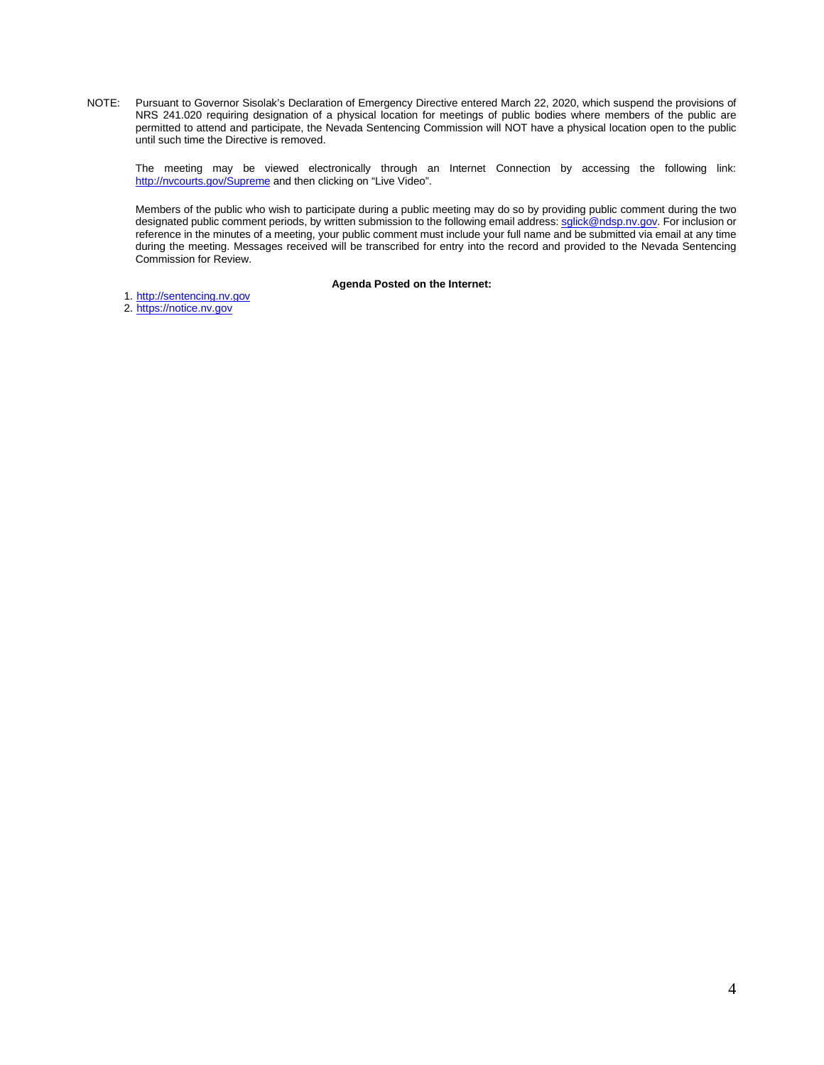NOTE: Pursuant to Governor Sisolak's Declaration of Emergency Directive entered March 22, 2020, which suspend the provisions of NRS 241.020 requiring designation of a physical location for meetings of public bodies where members of the public are permitted to attend and participate, the Nevada Sentencing Commission will NOT have a physical location open to the public until such time the Directive is removed.

The meeting may be viewed electronically through an Internet Connection by accessing the following link: http://nvcourts.gov/Supreme and then clicking on "Live Video".

Members of the public who wish to participate during a public meeting may do so by providing public comment during the two designated public comment periods, by written submission to the following email address: sglick@ndsp.nv.gov. For inclusion or reference in the minutes of a meeting, your public comment must include your full name and be submitted via email at any time during the meeting. Messages received will be transcribed for entry into the record and provided to the Nevada Sentencing Commission for Review.

**Agenda Posted on the Internet:**

1. http://sentencing.nv.gov
2. https://notice.nv.gov